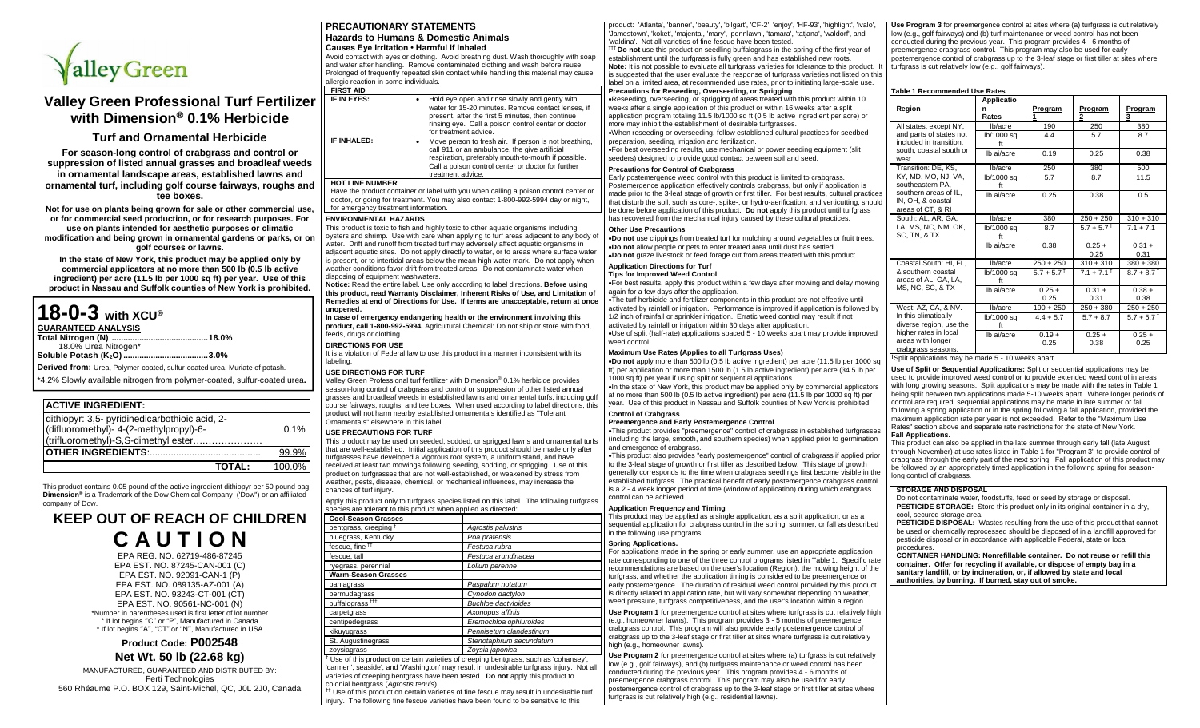# Valley Green

## Valley Green Professional Turf Fertilizer with Dimension® 0.1% Herbicide

### Turf and Ornamental Herbicide

**For season-long control of crabgrass and control or suppression of listed annual grasses and broadleaf weeds in ornamental landscape areas, established lawns and ornamental turf, including golf course fairways, roughs and tee boxes.**

**Not for use on plants being grown for sale or other commercial use, or for commercial seed production, or for research purposes. For use on plants intended for aesthetic purposes or climatic modification and being grown in ornamental gardens or parks, or on golf courses or lawns.**

**In the state of New York, this product may be applied only by commercial applicators at no more than 500 lb (0.5 lb active ingredient) per acre (11.5 lb per 1000 sq ft) per year. Use of this product in Nassau and Suffolk counties of New York is prohibited.**

# 18-0-3 with XCU®

**GUARANTEED ANALYSIS**

**Total Nitrogen (N) ........................................18.0%**
18.0% Urea Nitrogen*
**Soluble Potash ($K_2O$) ....................................3.0%**

**Derived from:** Urea, Polymer-coated, sulfur-coated urea, Muriate of potash.

*4.2% Slowly available nitrogen from polymer-coated, sulfur-coated urea.

| **ACTIVE INGREDIENT:** | |
|---|---|
| dithiopyr: 3,5- pyridinedicarbothioic acid, 2-(difluoromethyl)- 4-(2-methylpropyl)-6-(trifluoromethyl)-S,S-dimethyl ester……………………… | 0.1% |
| **OTHER INGREDIENTS**:......................................... | 99.9% |
| **TOTAL:** | 100.0% |

This product contains 0.05 pound of the active ingredient dithiopyr per 50 pound bag. **Dimension®** is a Trademark of the Dow Chemical Company ("Dow") or an affiliated company of Dow.

## KEEP OUT OF REACH OF CHILDREN

# CAUTION

EPA REG. NO. 62719-486-87245
EPA EST. NO. 87245-CAN-001 (C)
EPA EST. NO. 92091-CAN-1 (P)
EPA EST. NO. 089135-AZ-001 (A)
EPA EST. NO. 93243-CT-001 (CT)
EPA EST. NO. 90561-NC-001 (N)
*Number in parentheses used is first letter of lot number
* If lot begins "C" or "P", Manufactured in Canada
* If lot begins "A", "CT" or "N", Manufactured in USA

### Product Code: P002548

### Net Wt. 50 lb (22.68 kg)

MANUFACTURED, GUARANTEED AND DISTRIBUTED BY:
Ferti Technologies
560 Rhéaume P.O. BOX 129, Saint-Michel, QC, J0L 2J0, Canada

## PRECAUTIONARY STATEMENTS

### Hazards to Humans & Domestic Animals

**Causes Eye Irritation • Harmful If Inhaled**

Avoid contact with eyes or clothing. Avoid breathing dust. Wash thoroughly with soap and water after handling. Remove contaminated clothing and wash before reuse. Prolonged of frequently repeated skin contact while handling this material may cause allergic reaction in some individuals.

| **FIRST AID** | |
|---|---|
| **IF IN EYES:** | • Hold eye open and rinse slowly and gently with water for 15-20 minutes. Remove contact lenses, if present, after the first 5 minutes, then continue rinsing eye. Call a poison control center or doctor for treatment advice. |
| **IF INHALED:** | • Move person to fresh air. If person is not breathing, call 911 or an ambulance, the give artificial respiration, preferably mouth-to-mouth if possible. Call a poison control center or doctor for further treatment advice. |

**HOT LINE NUMBER**

Have the product container or label with you when calling a poison control center or doctor, or going for treatment. You may also contact 1-800-992-5994 day or night, for emergency treatment information.

**ENVIRONMENTAL HAZARDS**

This product is toxic to fish and highly toxic to other aquatic organisms including oysters and shrimp. Use with care when applying to turf areas adjacent to any body of water. Drift and runoff from treated turf may adversely affect aquatic organisms in adjacent aquatic sites. Do not apply directly to water, or to areas where surface water is present, or to intertidal areas below the mean high water mark. Do not apply when weather conditions favor drift from treated areas. Do not contaminate water when disposing of equipment washwaters.

**Notice:** Read the entire label. Use only according to label directions. **Before using this product, read Warranty Disclaimer, Inherent Risks of Use, and Limitation of Remedies at end of Directions for Use. If terms are unacceptable, return at once unopened.**

**In case of emergency endangering health or the environment involving this product, call 1-800-992-5994.** Agricultural Chemical: Do not ship or store with food, feeds, drugs or clothing.

**DIRECTIONS FOR USE**

It is a violation of Federal law to use this product in a manner inconsistent with its labeling.

**USE DIRECTIONS FOR TURF**

Valley Green Professional turf fertilizer with Dimension® 0.1% herbicide provides season-long control of crabgrass and control or suppression of other listed annual grasses and broadleaf weeds in established lawns and ornamental turfs, including golf course fairways, roughs, and tee boxes. When used according to label directions, this product will not harm nearby established ornamentals identified as "Tolerant Ornamentals" elsewhere in this label.

**USE PRECAUTIONS FOR TURF**

This product may be used on seeded, sodded, or sprigged lawns and ornamental turfs that are well-established. Initial application of this product should be made only after turfgrasses have developed a vigorous root system, a uniform stand, and have received at least two mowings following seeding, sodding, or sprigging. Use of this product on turfgrasses that are not well-established, or weakened by stress from weather, pests, disease, chemical, or mechanical influences, may increase the chances of turf injury.

Apply this product only to turfgrass species listed on this label. The following turfgrass species are tolerant to this product when applied as directed:

| **Cool-Season Grasses** | |
|---|---|
| bentgrass, creeping [†] | *Agrostis palustris* |
| bluegrass, Kentucky | *Poa pratensis* |
| fescue, fine [††] | *Festuca rubra* |
| fescue, tall | *Festuca arundinacea* |
| ryegrass, perennial | *Lolium perenne* |
| **Warm-Season Grasses** | |
| bahiagrass | *Paspalum notatum* |
| bermudagrass | *Cynodon dactylon* |
| buffalograss [†††] | *Buchloe dactyloides* |
| carpetgrass | *Axonopus affinis* |
| centipedegrass | *Eremochloa ophiuroides* |
| kikuyugrass | *Pennisetum clandestinum* |
| St. Augustinegrass | *Stenotaphrum secundatum* |
| zoysiagrass | *Zoysia japonica* |

[†] Use of this product on certain varieties of creeping bentgrass, such as 'cohansey', 'carmen', seaside', and 'Washington' may result in undesirable turfgrass injury. Not all varieties of creeping bentgrass have been tested. **Do not** apply this product to colonial bentgrass (*Agrostis tenuis*).

[††] Use of this product on certain varieties of fine fescue may result in undesirable turf injury. The following fine fescue varieties have been found to be sensitive to this product: 'Atlanta', 'banner', 'beauty', 'bilgart', 'CF-2', 'enjoy', 'HF-93', 'highlight', 'ivalo', 'Jamestown', 'koket', 'majenta', 'mary', 'pennlawn', 'tamara', 'tatjana', 'waldorf', and 'waldina'. Not all varieties of fine fescue have been tested.

[†††] **Do not** use this product on seedling buffalograss in the spring of the first year of establishment until the turfgrass is fully green and has established new roots.

**Note:** It is not possible to evaluate all turfgrass varieties for tolerance to this product. It is suggested that the user evaluate the response of turfgrass varieties not listed on this label on a limited area, at recommended use rates, prior to initiating large-scale use.

**Precautions for Reseeding, Overseeding, or Sprigging**

- Reseeding, overseeding, or sprigging of areas treated with this product within 10 weeks after a single application of this product or within 16 weeks after a split application program totaling 11.5 lb/1000 sq ft (0.5 lb active ingredient per acre) or more may inhibit the establishment of desirable turfgrasses.
- When reseeding or overseeding, follow established cultural practices for seedbed preparation, seeding, irrigation and fertilization.
- For best overseeding results, use mechanical or power seeding equipment (slit seeders) designed to provide good contact between soil and seed.

**Precautions for Control of Crabgrass**

Early postemergence weed control with this product is limited to crabgrass. Postemergence application effectively controls crabgrass, but only if application is made prior to the 3-leaf stage of growth or first tiller. For best results, cultural practices that disturb the soil, such as core-, spike-, or hydro-aerification, and verticutting, should be done before application of this product. **Do not** apply this product until turfgrass has recovered from the mechanical injury caused by these cultural practices.

**Other Use Precautions**

- **Do not** use clippings from treated turf for mulching around vegetables or fruit trees.
- **Do not** allow people or pets to enter treated area until dust has settled.
- **Do not** graze livestock or feed forage cut from areas treated with this product.

**Application Directions for Turf**

**Tips for Improved Weed Control**

- For best results, apply this product within a few days after mowing and delay mowing again for a few days after the application.
- The turf herbicide and fertilizer components in this product are not effective until activated by rainfall or irrigation. Performance is improved if application is followed by 1/2 inch of rainfall or sprinkler irrigation. Erratic weed control may result if not activated by rainfall or irrigation within 30 days after application.
- Use of split (half-rate) applications spaced 5 - 10 weeks apart may provide improved weed control.

**Maximum Use Rates (Applies to all Turfgrass Uses)**

- **Do not** apply more than 500 lb (0.5 lb active ingredient) per acre (11.5 lb per 1000 sq ft) per application or more than 1500 lb (1.5 lb active ingredient) per acre (34.5 lb per 1000 sq ft) per year if using split or sequential applications.
- In the state of New York, this product may be applied only by commercial applicators at no more than 500 lb (0.5 lb active ingredient) per acre (11.5 lb per 1000 sq ft) per year. Use of this product in Nassau and Suffolk counties of New York is prohibited.

**Control of Crabgrass**

**Preemergence and Early Postemergence Control**

- This product provides "preemergence" control of crabgrass in established turfgrasses (including the large, smooth, and southern species) when applied prior to germination and emergence of crabgrass.
- This product also provides "early postemergence" control of crabgrass if applied prior to the 3-leaf stage of growth or first tiller as described below. This stage of growth generally corresponds to the time when crabgrass seedlings first become visible in the established turfgrass. The practical benefit of early postemergence crabgrass control is a 2 - 4 week longer period of time (window of application) during which crabgrass control can be achieved.

**Application Frequency and Timing**

This product may be applied as a single application, as a split application, or as a sequential application for crabgrass control in the spring, summer, or fall as described in the following use programs.

**Spring Applications.**

For applications made in the spring or early summer, use an appropriate application rate corresponding to one of the three control programs listed in Table 1. Specific rate recommendations are based on the user's location (Region), the mowing height of the turfgrass, and whether the application timing is considered to be preemergence or early postemergence. The duration of residual weed control provided by this product is directly related to application rate, but will vary somewhat depending on weather, weed pressure, turfgrass competitiveness, and the user's location within a region.

**Use Program 1** for preemergence control at sites where turfgrass is cut relatively high (e.g., homeowner lawns). This program provides 3 - 5 months of preemergence crabgrass control. This program will also provide early postemergence control of crabgrass up to the 3-leaf stage or first tiller at sites where turfgrass is cut relatively high (e.g., homeowner lawns).

**Use Program 2** for preemergence control at sites where (a) turfgrass is cut relatively low (e.g., golf fairways) and (b) turf maintenance or weed control has not been conducted during the previous year. This program provides 4 - 6 months of preemergence crabgrass control. This program may also be used for early postemergence control of crabgrass up to the 3-leaf stage or first tiller at sites where turfgrass is cut relatively high (e.g., residential lawns).

**Use Program 3** for preemergence control at sites where (a) turfgrass is cut relatively low (e.g., golf fairways) and (b) turf maintenance or weed control has not been conducted during the previous year. This program provides 4 - 6 months of preemergence crabgrass control. This program may also be used for early postemergence control of crabgrass up to the 3-leaf stage or first tiller at sites where turfgrass is cut relatively low (e.g., golf fairways).

**Table 1 Recommended Use Rates**

| Region | Application Rates | Program 1 | Program 2 | Program 3 |
|---|---|---|---|---|
| All states, except NY, and parts of states not included in transition, south, coastal south or west. | lb/acre | 190 | 250 | 380 |
| | lb/1000 sq ft | 4.4 | 5.7 | 8.7 |
| | lb ai/acre | 0.19 | 0.25 | 0.38 |
| Transition: DE, KS, KY, MD, MO, NJ, VA, southeastern PA, southern areas of IL, IN, OH, & coastal areas of CT, & RI | lb/acre | 250 | 380 | 500 |
| | lb/1000 sq ft | 5.7 | 8.7 | 11.5 |
| | lb ai/acre | 0.25 | 0.38 | 0.5 |
| South: AL, AR, GA, LA, MS, NC, NM, OK, SC, TN, & TX | lb/acre | 380 | 250 + 250 | 310 + 310 |
| | lb/1000 sq ft | 8.7 | 5.7 + 5.7[†] | 7.1 + 7.1[†] |
| | lb ai/acre | 0.38 | 0.25 + 0.25 | 0.31 + 0.31 |
| Coastal South: HI, FL, & southern coastal areas of AL, GA, LA, MS, NC, SC, & TX | lb/acre | 250 + 250 | 310 + 310 | 380 + 380 |
| | lb/1000 sq ft | 5.7 + 5.7[†] | 7.1 + 7.1[†] | 8.7 + 8.7[†] |
| | lb ai/acre | 0.25 + 0.25 | 0.31 + 0.31 | 0.38 + 0.38 |
| West: AZ, CA, & NV. In this climatically diverse region, use the higher rates in local areas with longer crabgrass seasons. | lb/acre | 190 + 250 | 250 + 380 | 250 + 250 |
| | lb/1000 sq ft | 4.4 + 5.7 | 5.7 + 8.7 | 5.7 + 5.7[†] |
| | lb ai/acre | 0.19 + 0.25 | 0.25 + 0.38 | 0.25 + 0.25 |

[†]Split applications may be made 5 - 10 weeks apart.

**Use of Split or Sequential Applications:** Split or sequential applications may be used to provide improved weed control or to provide extended weed control in areas with long growing seasons. Split applications may be made with the rates in Table 1 being split between two applications made 5-10 weeks apart. Where longer periods of control are required, sequential applications may be made in late summer or fall following a spring application or in the spring following a fall application, provided the maximum application rate per year is not exceeded. Refer to the "Maximum Use Rates" section above and separate rate restrictions for the state of New York.

**Fall Applications.**

This product can also be applied in the late summer through early fall (late August through November) at use rates listed in Table 1 for "Program 3" to provide control of crabgrass through the early part of the next spring. Fall application of this product may be followed by an appropriately timed application in the following spring for season-long control of crabgrass.

**STORAGE AND DISPOSAL**

Do not contaminate water, foodstuffs, feed or seed by storage or disposal.

**PESTICIDE STORAGE:** Store this product only in its original container in a dry, cool, secured storage area.

**PESTICIDE DISPOSAL:** Wastes resulting from the use of this product that cannot be used or chemically reprocessed should be disposed of in a landfill approved for pesticide disposal or in accordance with applicable Federal, state or local procedures.

**CONTAINER HANDLING: Nonrefillable container. Do not reuse or refill this container. Offer for recycling if available, or dispose of empty bag in a sanitary landfill, or by incineration, or, if allowed by state and local authorities, by burning. If burned, stay out of smoke.**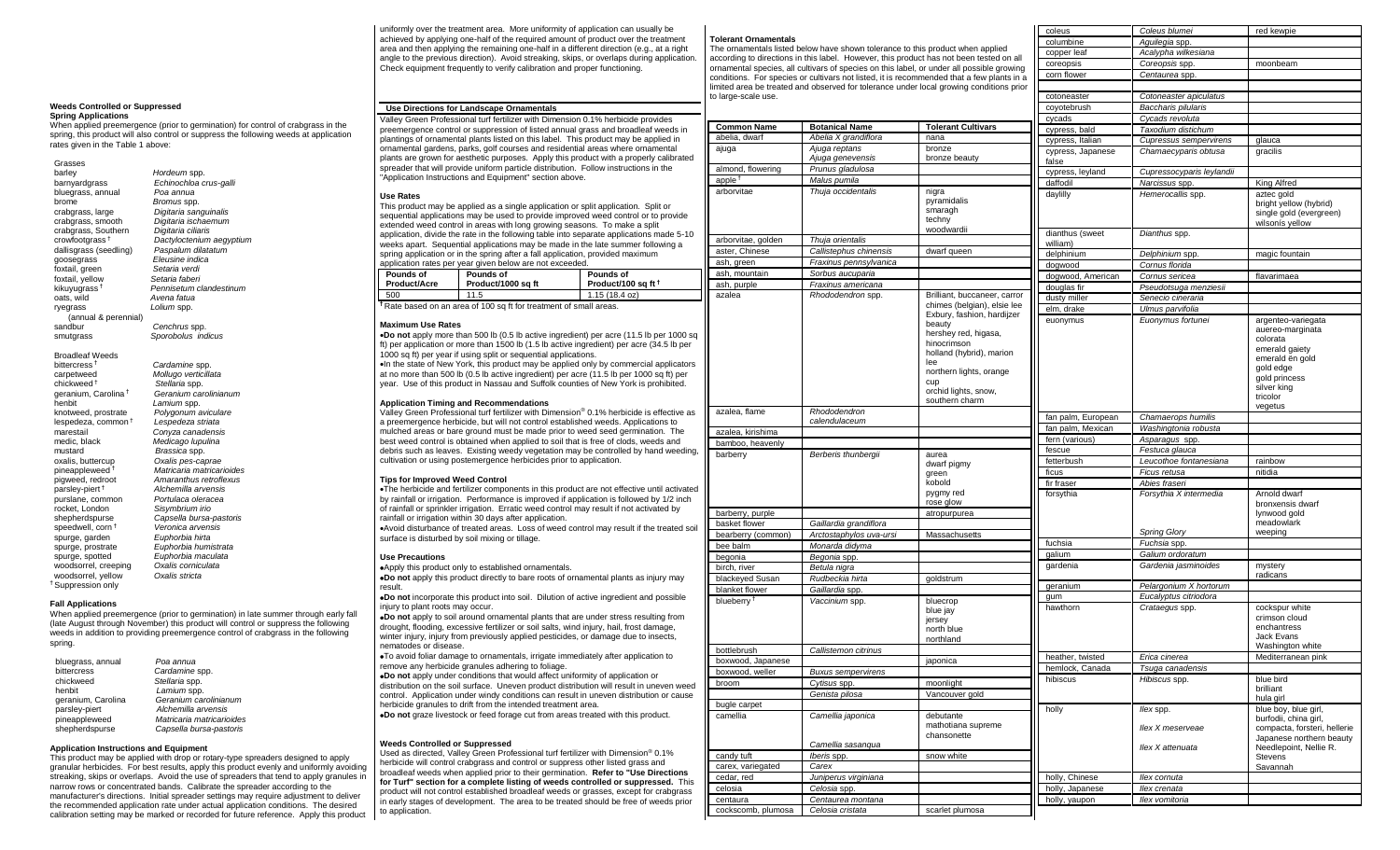### Weeds Controlled or Suppressed

**Spring Applications**

When applied preemergence (prior to germination) for control of crabgrass in the spring, this product will also control or suppress the following weeds at application rates given in the Table 1 above:

Grasses

| | |
|---|---|
| barley | *Hordeum* spp. |
| barnyardgrass | *Echinochloa crus-galli* |
| bluegrass, annual | *Poa annua* |
| brome | *Bromus* spp. |
| crabgrass, large | *Digitaria sanguinalis* |
| crabgrass, smooth | *Digitaria ischaemum* |
| crabgrass, Southern | *Digitaria ciliaris* |
| crowfootgrass † | *Dactyloctenium aegyptium* |
| dallisgrass (seedling) | *Paspalum dilatatum* |
| goosegrass | *Eleusine indica* |
| foxtail, green | *Setaria verdi* |
| foxtail, yellow | *Setaria faberi* |
| kikuyugrass † | *Pennisetum clandestinum* |
| oats, wild | *Avena fatua* |
| ryegrass (annual & perennial) | *Lolium* spp. |
| sandbur | *Cenchrus* spp. |
| smutgrass | *Sporobolus indicus* |

Broadleaf Weeds

| | |
|---|---|
| bittercress † | *Cardamine* spp. |
| carpetweed | *Mollugo verticillata* |
| chickweed † | *Stellaria* spp. |
| geranium, Carolina † | *Geranium carolinianum* |
| henbit | *Lamium* spp. |
| knotweed, prostrate | *Polygonum aviculare* |
| lespedeza, common † | *Lespedeza striata* |
| marestail | *Conyza canadensis* |
| medic, black | *Medicago lupulina* |
| mustard | *Brassica* spp. |
| oxalis, buttercup | *Oxalis pes-caprae* |
| pineappleweed † | *Matricaria matricarioides* |
| pigweed, redroot | *Amaranthus retroflexus* |
| parsley-piert † | *Alchemilla arvensis* |
| purslane, common | *Portulaca oleracea* |
| rocket, London | *Sisymbrium irio* |
| shepherdspurse | *Capsella bursa-pastoris* |
| speedwell, corn † | *Veronica arvensis* |
| spurge, garden | *Euphorbia hirta* |
| spurge, prostrate | *Euphorbia humistrata* |
| spurge, spotted | *Euphorbia maculata* |
| woodsorrel, creeping | *Oxalis corniculata* |
| woodsorrel, yellow | *Oxalis stricta* |

† Suppression only

**Fall Applications**

When applied preemergence (prior to germination) in late summer through early fall (late August through November) this product will control or suppress the following weeds in addition to providing preemergence control of crabgrass in the following spring.

| | |
|---|---|
| bluegrass, annual | *Poa annua* |
| bittercress | *Cardamine* spp. |
| chickweed | *Stellaria* spp. |
| henbit | *Lamium* spp. |
| geranium, Carolina | *Geranium carolinianum* |
| parsley-piert | *Alchemilla arvensis* |
| pineappleweed | *Matricaria matricarioides* |
| shepherdspurse | *Capsella bursa-pastoris* |

**Application Instructions and Equipment**

This product may be applied with drop or rotary-type spreaders designed to apply granular herbicides. For best results, apply this product evenly and uniformly avoiding streaking, skips or overlaps. Avoid the use of spreaders that tend to apply granules in narrow rows or concentrated bands. Calibrate the spreader according to the manufacturer's directions. Initial spreader settings may require adjustment to deliver the recommended application rate under actual application conditions. The desired calibration setting may be marked or recorded for future reference. Apply this product uniformly over the treatment area. More uniformity of application can usually be achieved by applying one-half of the required amount of product over the treatment area and then applying the remaining one-half in a different direction (e.g., at a right angle to the previous direction). Avoid streaking, skips, or overlaps during application. Check equipment frequently to verify calibration and proper functioning.

## Use Directions for Landscape Ornamentals

Valley Green Professional turf fertilizer with Dimension 0.1% herbicide provides preemergence control or suppression of listed annual grass and broadleaf weeds in plantings of ornamental plants listed on this label. This product may be applied in ornamental gardens, parks, golf courses and residential areas where ornamental plants are grown for aesthetic purposes. Apply this product with a properly calibrated spreader that will provide uniform particle distribution. Follow instructions in the "Application Instructions and Equipment" section above.

**Use Rates**

This product may be applied as a single application or split application. Split or sequential applications may be used to provide improved weed control or to provide extended weed control in areas with long growing seasons. To make a split application, divide the rate in the following table into separate applications made 5-10 weeks apart. Sequential applications may be made in the late summer following a spring application or in the spring after a fall application, provided maximum application rates per year given below are not exceeded.

| Pounds of Product/Acre | Pounds of Product/1000 sq ft | Pounds of Product/100 sq ft † |
|---|---|---|
| 500 | 11.5 | 1.15 (18.4 oz) |

† Rate based on an area of 100 sq ft for treatment of small areas.

**Maximum Use Rates**

- **Do not** apply more than 500 lb (0.5 lb active ingredient) per acre (11.5 lb per 1000 sq ft) per application or more than 1500 lb (1.5 lb active ingredient) per acre (34.5 lb per 1000 sq ft) per year if using split or sequential applications.
- In the state of New York, this product may be applied only by commercial applicators at no more than 500 lb (0.5 lb active ingredient) per acre (11.5 lb per 1000 sq ft) per year. Use of this product in Nassau and Suffolk counties of New York is prohibited.

**Application Timing and Recommendations**

Valley Green Professional turf fertilizer with Dimension® 0.1% herbicide is effective as a preemergence herbicide, but will not control established weeds. Applications to mulched areas or bare ground must be made prior to weed seed germination. The best weed control is obtained when applied to soil that is free of clods, weeds and debris such as leaves. Existing weedy vegetation may be controlled by hand weeding, cultivation or using postemergence herbicides prior to application.

**Tips for Improved Weed Control**

- The herbicide and fertilizer components in this product are not effective until activated by rainfall or irrigation. Performance is improved if application is followed by 1/2 inch of rainfall or sprinkler irrigation. Erratic weed control may result if not activated by rainfall or irrigation within 30 days after application.
- Avoid disturbance of treated areas. Loss of weed control may result if the treated soil surface is disturbed by soil mixing or tillage.

**Use Precautions**

- Apply this product only to established ornamentals.
- **Do not** apply this product directly to bare roots of ornamental plants as injury may result.
- **Do not** incorporate this product into soil. Dilution of active ingredient and possible injury to plant roots may occur.
- **Do not** apply to soil around ornamental plants that are under stress resulting from drought, flooding, excessive fertilizer or soil salts, wind injury, hail, frost damage, winter injury, injury from previously applied pesticides, or damage due to insects, nematodes or disease.
- To avoid foliar damage to ornamentals, irrigate immediately after application to remove any herbicide granules adhering to foliage.
- **Do not** apply under conditions that would affect uniformity of application or distribution on the soil surface. Uneven product distribution will result in uneven weed control. Application under windy conditions can result in uneven distribution or cause herbicide granules to drift from the intended treatment area.
- **Do not** graze livestock or feed forage cut from areas treated with this product.

**Weeds Controlled or Suppressed**

Used as directed, Valley Green Professional turf fertilizer with Dimension® 0.1% herbicide will control crabgrass and control or suppress other listed grass and broadleaf weeds when applied prior to their germination. **Refer to "Use Directions for Turf" section for a complete listing of weeds controlled or suppressed.** This product will not control established broadleaf weeds or grasses, except for crabgrass in early stages of development. The area to be treated should be free of weeds prior to application.

**Tolerant Ornamentals**

The ornamentals listed below have shown tolerance to this product when applied according to directions in this label. However, this product has not been tested on all ornamental species, all cultivars of species on this label, or under all possible growing conditions. For species or cultivars not listed, it is recommended that a few plants in a limited area be treated and observed for tolerance under local growing conditions prior to large-scale use.

| Common Name | Botanical Name | Tolerant Cultivars |
|---|---|---|
| abelia, dwarf | *Abelia X grandiflora* | nana |
| ajuga | *Ajuga reptans*<br>*Ajuga genevensis* | bronze<br>bronze beauty |
| almond, flowering | *Prunus gladulosa* | |
| apple † | *Malus pumila* | |
| arborvitae | *Thuja occidentalis* | nigra<br>pyramidalis<br>smaragh<br>techny<br>woodwardii |
| arborvitae, golden | *Thuja orientalis* | |
| aster, Chinese | *Callistephus chinensis* | dwarf queen |
| ash, green | *Fraxinus pennsylvanica* | |
| ash, mountain | *Sorbus aucuparia* | |
| ash, purple | *Fraxinus americana* | |
| azalea | *Rhododendron* spp. | Brilliant, buccaneer, carror chimes (belgian), elsie lee Exbury, fashion, hardijzer beauty<br>hershey red, higasa, hinocrimson<br>holland (hybrid), marion lee<br>northern lights, orange cup<br>orchid lights, snow, southern charm |
| azalea, flame | *Rhododendron calendulaceum* | |
| azalea, kirishima | | |
| bamboo, heavenly | | |
| barberry | *Berberis thunbergii* | aurea<br>dwarf pigmy<br>green<br>kobold<br>pygmy red<br>rose glow |
| barberry, purple | | atropurpurea |
| basket flower | *Gaillardia grandiflora* | |
| bearberry (common) | *Arctostaphylos uva-ursi* | Massachusetts |
| bee balm | *Monarda didyma* | |
| begonia | *Begonia* spp. | |
| birch, river | *Betula nigra* | |
| blackeyed Susan | *Rudbeckia hirta* | goldstrum |
| blanket flower | *Gaillardia* spp. | |
| blueberry † | *Vaccinium* spp. | bluecrop<br>blue jay<br>jersey<br>north blue<br>northland |
| bottlebrush | *Callistemon citrinus* | |
| boxwood, Japanese | | japonica |
| boxwood, weller | *Buxus sempervirens* | |
| broom | *Cytisus* spp. | moonlight |
| | *Genista pilosa* | Vancouver gold |
| bugle carpet | | |
| camellia | *Camellia japonica*<br><br>*Camellia sasanqua* | debutante<br>mathotiana supreme<br>chansonette |
| candy tuft | *Iberis* spp. | snow white |
| carex, variegated | *Carex* | |
| cedar, red | *Juniperus virginiana* | |
| celosia | *Celosia* spp. | |
| centaura | *Centaurea montana* | |
| cockscomb, plumosa | *Celosia cristata* | scarlet plumosa |
| coleus | *Coleus blumei* | red kewpie |
| columbine | *Aquilegia* spp. | |
| copper leaf | *Acalypha wilkesiana* | |
| coreopsis | *Coreopsis* spp. | moonbeam |
| corn flower | *Centaurea* spp. | |
| cotoneaster | *Cotoneaster apiculatus* | |
| coyotebrush | *Baccharis pilularis* | |
| cycads | *Cycads revoluta* | |
| cypress, bald | *Taxodium distichum* | |
| cypress, Italian | *Cupressus sempervirens* | glauca |
| cypress, Japanese false | *Chamaecyparis obtusa* | gracilis |
| cypress, leyland | *Cupressocyparis leylandii* | |
| daffodil | *Narcissus* spp. | King Alfred |
| daylilly | *Hemerocallis* spp. | aztec gold<br>bright yellow (hybrid)<br>single gold (evergreen)<br>wilsonis yellow |
| dianthus (sweet william) | *Dianthus* spp. | |
| delphinium | *Delphinium* spp. | magic fountain |
| dogwood | *Cornus florida* | |
| dogwood, American | *Cornus sericea* | flavarimaea |
| douglas fir | *Pseudotsuga menziesii* | |
| dusty miller | *Senecio cineraria* | |
| elm, drake | *Ulmus parvifolia* | |
| euonymus | *Euonymus fortunei* | argenteo-variegata<br>auereo-marginata<br>colorata<br>emerald gaiety<br>emerald en gold<br>gold edge<br>gold princess<br>silver king<br>tricolor<br>vegetus |
| fan palm, European | *Chamaerops humilis* | |
| fan palm, Mexican | *Washingtonia robusta* | |
| fern (various) | *Asparagus* spp. | |
| fescue | *Festuca glauca* | |
| fetterbush | *Leucothoe fontanesiana* | rainbow |
| ficus | *Ficus retusa* | nitidia |
| fir fraser | *Abies fraseri* | |
| forsythia | *Forsythia X intermedia*<br><br><br><br>*Spring Glory* | Arnold dwarf<br>bronxensis dwarf<br>lynwood gold<br>meadowlark<br>weeping |
| fuchsia | *Fuchsia* spp. | |
| galium | *Galium ordoratum* | |
| gardenia | *Gardenia jasminoides* | mystery<br>radicans |
| geranium | *Pelargonium X hortorum* | |
| gum | *Eucalyptus citriodora* | |
| hawthorn | *Crataegus* spp. | cockspur white<br>crimson cloud<br>enchantress<br>Jack Evans<br>Washington white |
| heather, twisted | *Erica cinerea* | Mediterranean pink |
| hemlock, Canada | *Tsuga canadensis* | |
| hibiscus | *Hibiscus* spp. | blue bird<br>brilliant<br>hula girl |
| holly | *Ilex* spp.<br><br>*Ilex X meserveae*<br><br>*Ilex X attenuata* | blue boy, blue girl, burfodii, china girl,<br>compacta, forsteri, hellerie<br>Japanese northern beauty<br>Needlepoint, Nellie R. Stevens<br>Savannah |
| holly, Chinese | *Ilex cornuta* | |
| holly, Japanese | *Ilex crenata* | |
| holly, yaupon | *Ilex vomitoria* | |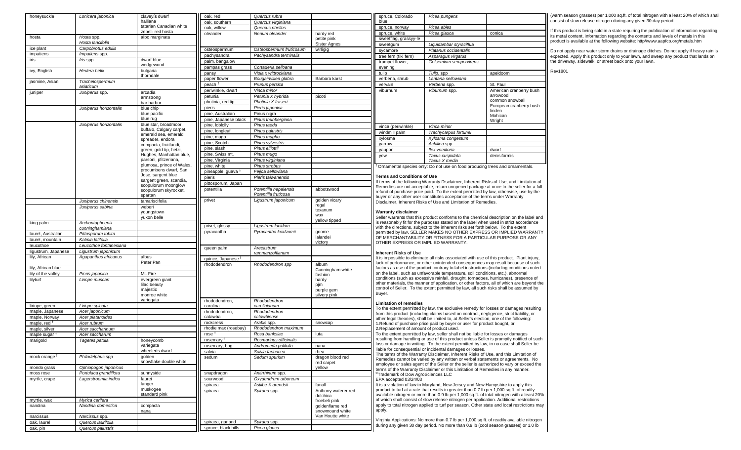| | | |
|---|---|---|
| honeysuckle | *Lonicera japonica* | claveyís dwarf<br>halliana<br>tatarian Canadian white<br>zebelli red hosta |
| hosta | *Hosta* spp.<br>*Hosta lancifolia* | albo marginata |
| ice plant | *Carpobrotus edulis* | |
| impatiens | *Impatiens* spp. | |
| iris | *Iris* spp. | dwarf blue<br>wedgewood |
| ivy, English | *Hedera helix* | bulgaria<br>thorndale |
| jasmine, Asian | *Trachelospermum asiaticum* | |
| juniper | *Juniperus* spp. | arcadia<br>armstrong<br>bar harbor |
| | *Juniperus horizontalis* | blue chip<br>blue pacific<br>blue rug |
| | *Juniperus horizontalis* | blue star, broadmoor, buffalo, Calgary carpet, emerald sea, emerald spreader, endora compacta, fruitlandi, green, gold tip, hetzi, Hughes, Manhattan blue, parsoni, pfitzeriana, plumosa, prince of Wales, procumbens dwarf, San Jose, sargent blue sargent green, scandia, scopulorum moonglow scopulorum skyrocket, spartan |
| | *Juniperus chinensis* | tamariscifolia |
| | *Juniperus sabina* | weberi<br>youngstown<br>yukon belle |
| king palm | *Archontophoenix cunninghamiana* | |
| laurel, Australian | *Pittosporum tobira* | |
| laurel, mountain | *Kalmia latifolia* | |
| leucothoe | *Leucothoe fontanesiana* | |
| ligustrum, Japanese | *Ligustrum japonicum* | |
| lily, African | *Agapanthus africanus* | albus<br>Peter Pan |
| lily, African blue | | |
| lily of the valley | *Pieris japonica* | Mt. Fire |
| lilyturf | *Liriope muscari* | evergreen giant<br>lilac beauty<br>majestic<br>monroe white<br>variegata |
| liriope, green | *Liriope spicata* | |
| maple, Japanese | *Acer japonicum* | |
| maple, Norway | *Acer platanoides* | |
| maple, red † | *Acer rubrum* | |
| maple, silver | *Acer saccharinum* | |
| maple sugar † | *Acer saccharum* | |
| marigold | *Tagetes patula* | honeycomb<br>variegata<br>wheelerís dwarf |
| mock orange † | *Philadelphus spp* | golden<br>snowflake double white |
| mondo grass | *Ophiopogon japonicus* | |
| moss rose | *Portulaca grandiflora* | sunnyside |
| myrtle, crape | *Lagerstroemia indica* | faurei<br>langer<br>muskogee<br>standard pink |
| myrtle, wax | *Myrica cerifera* | |
| nandina | *Nandina domestica* | compacta<br>nana |
| narcissus | *Narcissus* spp. | |
| oak, laurel | *Quercus laurifolia* | |
| oak, pin | *Quercus palustris* | |
| oak, red | *Quercus rubra* | |
| oak, southern | *Quercus virginiana* | |
| oak, willow | *Quercus phellos* | |
| oleander | *Nerium oleander* | hardy red<br>petite pink<br>Sister Agnes |
| osteospermum | *Osteospermum fruticosum* | wirligig |
| pachysandra | *Pachysandra terminalis* | |
| palm, bangalow | | |
| pampas grass | *Cortaderia selloana* | |
| pansy | *Viola x wittrockiana* | |
| paper flower | *Bougainvillea glabra* | Barbara karst |
| peach † | *Prunus persica* | |
| periwinkle, dwarf | *Vinca minor* | |
| petunia | *Petunia X hybrida* | picoti |
| photinia, red tip | *Photinia X fraseri* | |
| pieris | *Pieris japonica* | |
| pine, Australian | Pinus nigra | |
| pine, Japanese black | *Pinus thunbergiana* | |
| pine, loblolly | *Pinus taeda* | |
| pine, longleaf | *Pinus palustris* | |
| pine, mugo | *Pinus mugho* | |
| pine, Scotch | *Pinus sylvestris* | |
| pine, slash | *Pinus elliottii* | |
| pine, Swiss mt. | *Pinus mugo* | |
| pine, Virginia | *Pinus virginiana* | |
| pine, white | *Pinus strobus* | |
| pineapple, guava † | *Feijoa sellowiana* | |
| pieris | *Pieris taiwanensis* | |
| pittosporum, Japan | | |
| potentilla | *Potentilla nepalensis*<br>*Potentilla fruticosa* | abbotswood |
| privet | *Ligustrum japonicum* | golden vicary<br>regal<br>texanum<br>wax<br>yellow tipped |
| privet, glossy | *Ligustrum lucidum* | |
| pyracantha | *Pyracantha koidzumii* | gnome<br>lalandei<br>victory |
| queen palm | *Arecastrum rammanzoffianum* | |
| quince, Japanese † | | |
| rhododendron | *Rhododendron spp* | album<br>Cunningham white<br>fashion<br>hardy<br>pjm<br>purple gem<br>silvery pink |
| rhododendron, carolina | *Rhododendron carolinianum* | |
| rhododendron, catawba | *Rhododendron catawbiense* | |
| rockcress | *Arabis* spp. | snowcap |
| rhodie max (rosebay) | *Rhododendron maximum* | |
| rose † | *Rosa banksiae* | luta |
| rosemary † | *Rosmarinus officinalis* | |
| rosemary, bog | *Andromeda polifolia* | nana |
| salvia | *Salvia farinacea* | rhea |
| sedum | *Sedum spurium* | dragon blood red<br>red carpet<br>yellow |
| snapdragon | *Antirrhinum* spp. | |
| sourwood | *Oxydendrum arboreum* | |
| spiraea | *Astilbe X arendsii* | fanall |
| spiraea | *Spiraea* spp. | Anthony waterer red<br>dolchica<br>froebeli pink<br>goldenflame red<br>snowmound white<br>Van Houtte white |
| spiraea, garland | *Spiraea* spp. | |
| spruce, black hills | *Picea glauca* | |
| spruce, Colorado blue | *Picea pungens* | |
| spruce, norway | *Picea abies* | |
| spruce, white | *Picea glauca* | conica |
| sweetflag, grassyy-le | | |
| sweetgum | *Liquidambar styraciflua* | |
| sycamore | *Platanus occidentalis* | |
| tree fern (tiki fern) | *Asparagus virgatus* | |
| trumpet flower, evening | *Gelsemium sempervirens* | |
| tulip | *Tulip*, spp | apeldoom |
| verbena, shrub | *Lantana sellowiana* | |
| vervain | *Verbena* spp. | St. Paul |
| viburnum | *Viburnum* spp. | American cranberry bush<br>arrowood<br>common snowball<br>European cranberry bush<br>linden<br>Mohican<br>Wright |
| vinca (periwinkle) | *Vinca minor* | |
| windmill palm | *Trachycarpus fortunei* | |
| xylosma | *Xylosma congestum* | |
| yarrow | *Achillea* spp. | |
| yaupon | *Ilex vomitoria* | dwarf |
| yew | *Taxus cuspidata*<br>*Taxus X media* | denisiformis |

† Ornamental species only: Do not use on food producing trees and ornamentals.

**Terms and Conditions of Use**

If terms of the following Warranty Disclaimer, Inherent Risks of Use, and Limitation of Remedies are not acceptable, return unopened package at once to the seller for a full refund of purchase price paid. To the extent permitted by law, otherwise, use by the buyer or any other user constitutes acceptance of the terms under Warranty Disclaimer, Inherent Risks of Use and Limitation of Remedies.

**Warranty disclaimer**

Seller warrants that this product conforms to the chemical description on the label and is reasonably fit for the purposes stated on the label when used in strict accordance with the directions, subject to the inherent risks set forth below. To the extent permitted by law, SELLER MAKES NO OTHER EXPRESS OR IMPLIED WARRANTY OF MERCHANTABILITY OR FITNESS FOR A PARTICULAR PURPOSE OR ANY OTHER EXPRESS OR IMPLIED WARRANTY.

**Inherent Risks of Use**

It is impossible to eliminate all risks associated with use of this product. Plant injury, lack of performance, or other unintended consequences may result because of such factors as use of the product contrary to label instructions (including conditions noted on the label, such as unfavorable temperature, soil conditions, etc.), abnormal conditions (such as excessive rainfall, drought, tornadoes, hurricanes), presence of other materials, the manner of application, or other factors, all of which are beyond the control of Seller. To the extent permitted by law, all such risks shall be assumed by Buyer.

**Limitation of remedies**

To the extent permitted by law, the exclusive remedy for losses or damages resulting from this product (including claims based on contract, negligence, strict liability, or other legal theories), shall be limited to, at Seller's election, one of the following:
1. Refund of purchase price paid by buyer or user for product bought, or
2. Replacement of amount of product used.

To the extent permitted by law, seller shall not be liable for losses or damages resulting from handling or use of this product unless Seller is promptly notified of such loss or damage in writing. To the extent permitted by law, in no case shall Seller be liable for consequential or incidental damages or losses.

The terms of the Warranty Disclaimer, Inherent Risks of Use, and this Limitation of Remedies cannot be varied by any written or verbal statements or agreements. No employee or sales agent of the Seller or the seller is authorized to vary or exceed the terms of the Warranty Disclaimer or this Limitation of Remedies in any manner.

®Trademark of Dow AgroSciences LLC

EPA accepted 03/24/03

It is a violation of law in Maryland, New Jersey and New Hampshire to apply this product to turf at a rate that results in greater than 0.7 lb per 1,000 sq.ft. of readily available nitrogen or more than 0.9 lb per 1,000 sq.ft. of total nitrogen with a least 20% of which shall consist of slow release nitrogen per application. Additional restrictions apply to total nitrogen applied to turf per season. Other state and local restrictions may apply.

Virginia Applications: No more than 0.7 lb per 1,000 sq.ft. of readily available nitrogen during any given 30 day period. No more than 0.9 lb (cool season grasses) or 1.0 lb (warm season grasses) per 1,000 sq.ft. of total nitrogen with a least 20% of which shall consist of slow release nitrogen during any given 30 day period.

If this product is being sold in a state requiring the publication of information regarding its metal content, information regarding the contents and levels of metals in this product is available at the following website: http//www.aapfco.org/metals.htm

Do not apply near water storm drains or drainage ditches. Do not apply if heavy rain is expected. Apply this product only to your lawn, and sweep any product that lands on the driveway, sidewalk, or street back onto your lawn.

Rev1801